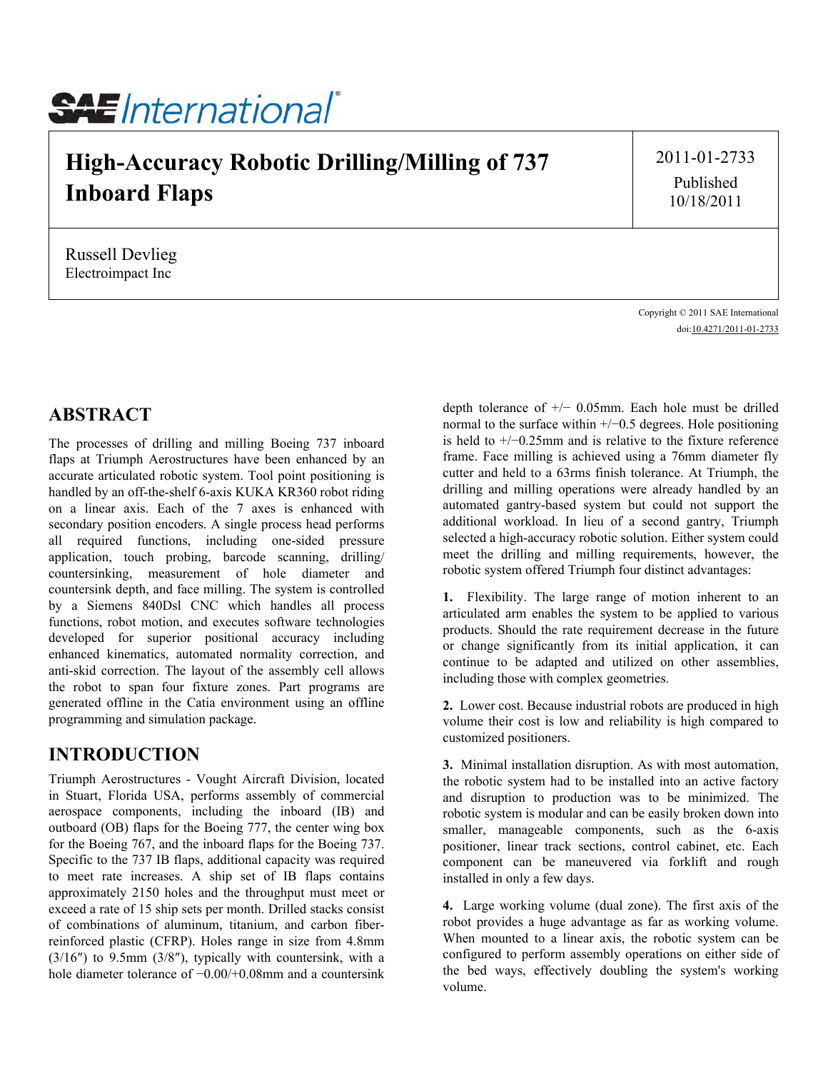# High-Accuracy Robotic Drilling/Milling of 737 Inboard Flaps

2011-01-2733

Published 10/18/2011

Russell Devlieg
Electroimpact Inc

Copyright © 2011 SAE International
doi:10.4271/2011-01-2733

## ABSTRACT

The processes of drilling and milling Boeing 737 inboard flaps at Triumph Aerostructures have been enhanced by an accurate articulated robotic system. Tool point positioning is handled by an off-the-shelf 6-axis KUKA KR360 robot riding on a linear axis. Each of the 7 axes is enhanced with secondary position encoders. A single process head performs all required functions, including one-sided pressure application, touch probing, barcode scanning, drilling/countersinking, measurement of hole diameter and countersink depth, and face milling. The system is controlled by a Siemens 840Dsl CNC which handles all process functions, robot motion, and executes software technologies developed for superior positional accuracy including enhanced kinematics, automated normality correction, and anti-skid correction. The layout of the assembly cell allows the robot to span four fixture zones. Part programs are generated offline in the Catia environment using an offline programming and simulation package.

## INTRODUCTION

Triumph Aerostructures - Vought Aircraft Division, located in Stuart, Florida USA, performs assembly of commercial aerospace components, including the inboard (IB) and outboard (OB) flaps for the Boeing 777, the center wing box for the Boeing 767, and the inboard flaps for the Boeing 737. Specific to the 737 IB flaps, additional capacity was required to meet rate increases. A ship set of IB flaps contains approximately 2150 holes and the throughput must meet or exceed a rate of 15 ship sets per month. Drilled stacks consist of combinations of aluminum, titanium, and carbon fiber-reinforced plastic (CFRP). Holes range in size from 4.8mm (3/16″) to 9.5mm (3/8″), typically with countersink, with a hole diameter tolerance of −0.00/+0.08mm and a countersink depth tolerance of +/− 0.05mm. Each hole must be drilled normal to the surface within +/−0.5 degrees. Hole positioning is held to +/−0.25mm and is relative to the fixture reference frame. Face milling is achieved using a 76mm diameter fly cutter and held to a 63rms finish tolerance. At Triumph, the drilling and milling operations were already handled by an automated gantry-based system but could not support the additional workload. In lieu of a second gantry, Triumph selected a high-accuracy robotic solution. Either system could meet the drilling and milling requirements, however, the robotic system offered Triumph four distinct advantages:

**1.** Flexibility. The large range of motion inherent to an articulated arm enables the system to be applied to various products. Should the rate requirement decrease in the future or change significantly from its initial application, it can continue to be adapted and utilized on other assemblies, including those with complex geometries.

**2.** Lower cost. Because industrial robots are produced in high volume their cost is low and reliability is high compared to customized positioners.

**3.** Minimal installation disruption. As with most automation, the robotic system had to be installed into an active factory and disruption to production was to be minimized. The robotic system is modular and can be easily broken down into smaller, manageable components, such as the 6-axis positioner, linear track sections, control cabinet, etc. Each component can be maneuvered via forklift and rough installed in only a few days.

**4.** Large working volume (dual zone). The first axis of the robot provides a huge advantage as far as working volume. When mounted to a linear axis, the robotic system can be configured to perform assembly operations on either side of the bed ways, effectively doubling the system's working volume.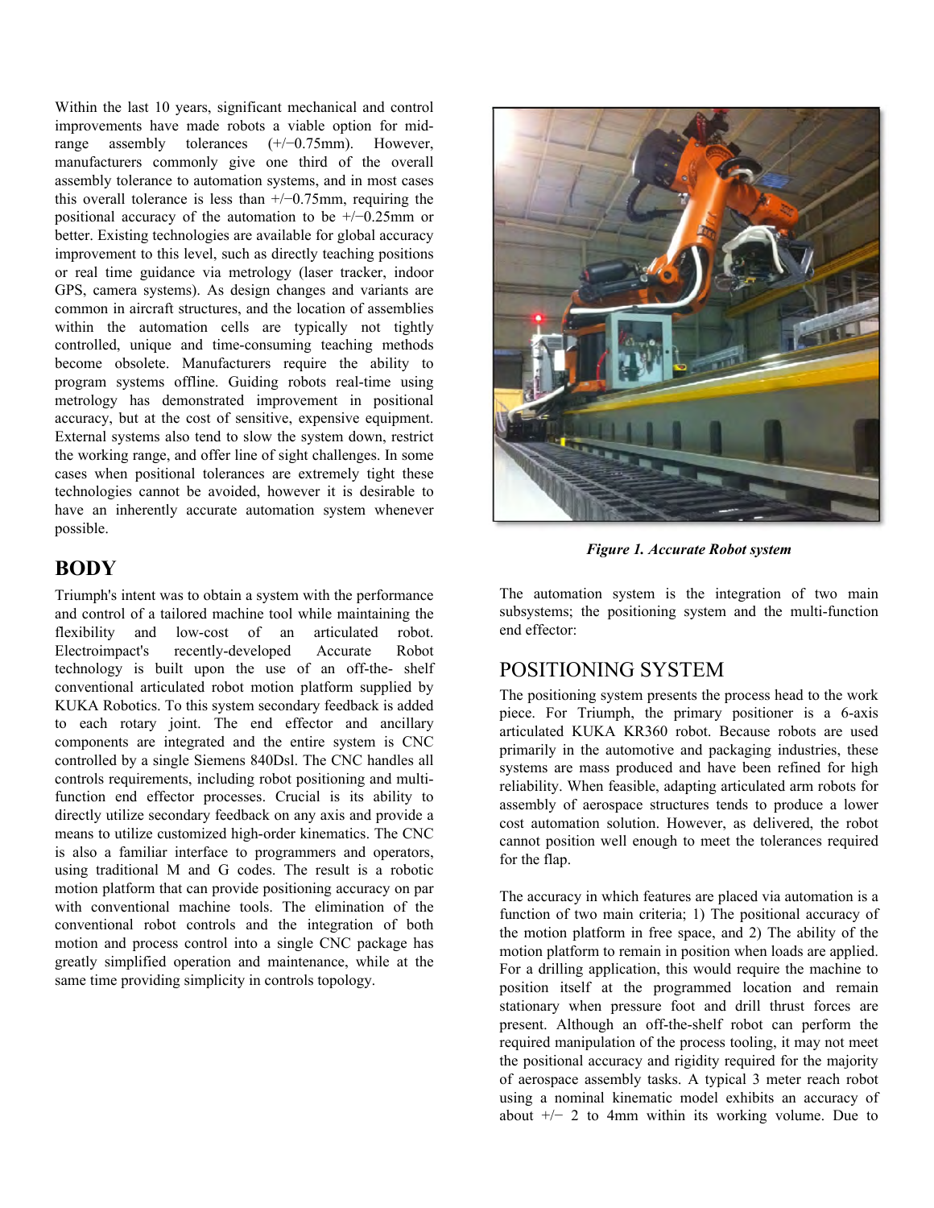Within the last 10 years, significant mechanical and control improvements have made robots a viable option for mid-range assembly tolerances (+/−0.75mm). However, manufacturers commonly give one third of the overall assembly tolerance to automation systems, and in most cases this overall tolerance is less than +/−0.75mm, requiring the positional accuracy of the automation to be +/−0.25mm or better. Existing technologies are available for global accuracy improvement to this level, such as directly teaching positions or real time guidance via metrology (laser tracker, indoor GPS, camera systems). As design changes and variants are common in aircraft structures, and the location of assemblies within the automation cells are typically not tightly controlled, unique and time-consuming teaching methods become obsolete. Manufacturers require the ability to program systems offline. Guiding robots real-time using metrology has demonstrated improvement in positional accuracy, but at the cost of sensitive, expensive equipment. External systems also tend to slow the system down, restrict the working range, and offer line of sight challenges. In some cases when positional tolerances are extremely tight these technologies cannot be avoided, however it is desirable to have an inherently accurate automation system whenever possible.

## BODY

Triumph's intent was to obtain a system with the performance and control of a tailored machine tool while maintaining the flexibility and low-cost of an articulated robot. Electroimpact's recently-developed Accurate Robot technology is built upon the use of an off-the- shelf conventional articulated robot motion platform supplied by KUKA Robotics. To this system secondary feedback is added to each rotary joint. The end effector and ancillary components are integrated and the entire system is CNC controlled by a single Siemens 840Dsl. The CNC handles all controls requirements, including robot positioning and multi-function end effector processes. Crucial is its ability to directly utilize secondary feedback on any axis and provide a means to utilize customized high-order kinematics. The CNC is also a familiar interface to programmers and operators, using traditional M and G codes. The result is a robotic motion platform that can provide positioning accuracy on par with conventional machine tools. The elimination of the conventional robot controls and the integration of both motion and process control into a single CNC package has greatly simplified operation and maintenance, while at the same time providing simplicity in controls topology.

*Figure 1. Accurate Robot system*

The automation system is the integration of two main subsystems; the positioning system and the multi-function end effector:

## POSITIONING SYSTEM

The positioning system presents the process head to the work piece. For Triumph, the primary positioner is a 6-axis articulated KUKA KR360 robot. Because robots are used primarily in the automotive and packaging industries, these systems are mass produced and have been refined for high reliability. When feasible, adapting articulated arm robots for assembly of aerospace structures tends to produce a lower cost automation solution. However, as delivered, the robot cannot position well enough to meet the tolerances required for the flap.

The accuracy in which features are placed via automation is a function of two main criteria; 1) The positional accuracy of the motion platform in free space, and 2) The ability of the motion platform to remain in position when loads are applied. For a drilling application, this would require the machine to position itself at the programmed location and remain stationary when pressure foot and drill thrust forces are present. Although an off-the-shelf robot can perform the required manipulation of the process tooling, it may not meet the positional accuracy and rigidity required for the majority of aerospace assembly tasks. A typical 3 meter reach robot using a nominal kinematic model exhibits an accuracy of about +/− 2 to 4mm within its working volume. Due to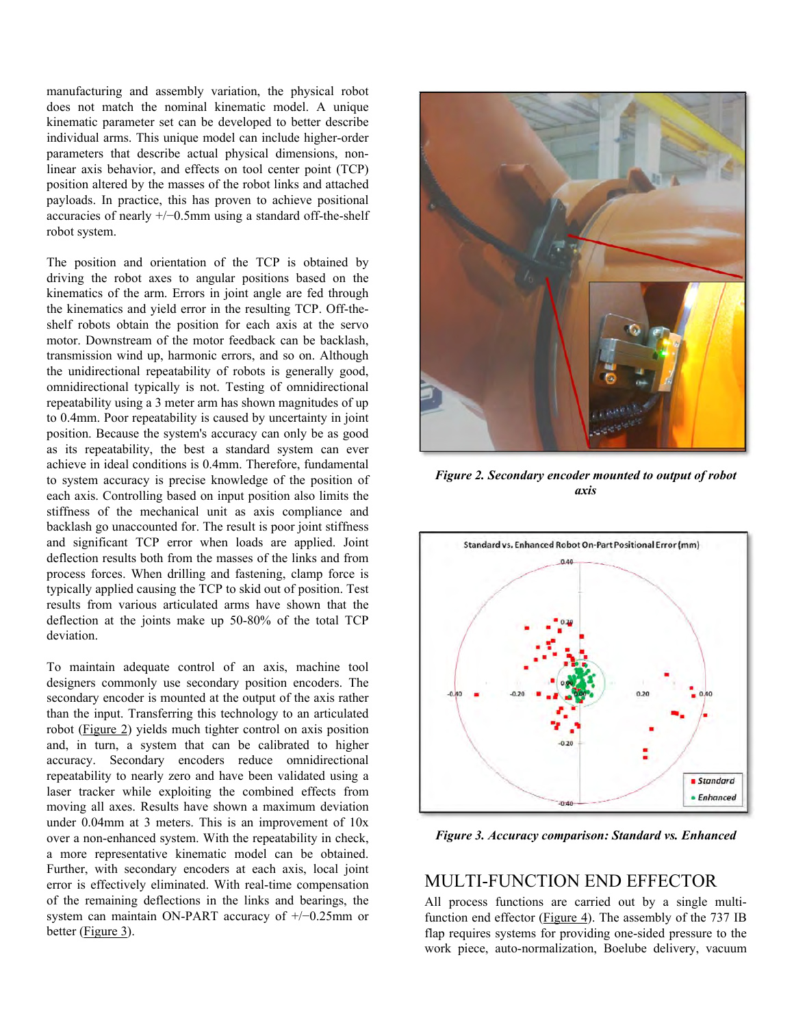manufacturing and assembly variation, the physical robot does not match the nominal kinematic model. A unique kinematic parameter set can be developed to better describe individual arms. This unique model can include higher-order parameters that describe actual physical dimensions, non-linear axis behavior, and effects on tool center point (TCP) position altered by the masses of the robot links and attached payloads. In practice, this has proven to achieve positional accuracies of nearly +/−0.5mm using a standard off-the-shelf robot system.

The position and orientation of the TCP is obtained by driving the robot axes to angular positions based on the kinematics of the arm. Errors in joint angle are fed through the kinematics and yield error in the resulting TCP. Off-the-shelf robots obtain the position for each axis at the servo motor. Downstream of the motor feedback can be backlash, transmission wind up, harmonic errors, and so on. Although the unidirectional repeatability of robots is generally good, omnidirectional typically is not. Testing of omnidirectional repeatability using a 3 meter arm has shown magnitudes of up to 0.4mm. Poor repeatability is caused by uncertainty in joint position. Because the system's accuracy can only be as good as its repeatability, the best a standard system can ever achieve in ideal conditions is 0.4mm. Therefore, fundamental to system accuracy is precise knowledge of the position of each axis. Controlling based on input position also limits the stiffness of the mechanical unit as axis compliance and backlash go unaccounted for. The result is poor joint stiffness and significant TCP error when loads are applied. Joint deflection results both from the masses of the links and from process forces. When drilling and fastening, clamp force is typically applied causing the TCP to skid out of position. Test results from various articulated arms have shown that the deflection at the joints make up 50-80% of the total TCP deviation.

To maintain adequate control of an axis, machine tool designers commonly use secondary position encoders. The secondary encoder is mounted at the output of the axis rather than the input. Transferring this technology to an articulated robot (Figure 2) yields much tighter control on axis position and, in turn, a system that can be calibrated to higher accuracy. Secondary encoders reduce omnidirectional repeatability to nearly zero and have been validated using a laser tracker while exploiting the combined effects from moving all axes. Results have shown a maximum deviation under 0.04mm at 3 meters. This is an improvement of 10x over a non-enhanced system. With the repeatability in check, a more representative kinematic model can be obtained. Further, with secondary encoders at each axis, local joint error is effectively eliminated. With real-time compensation of the remaining deflections in the links and bearings, the system can maintain ON-PART accuracy of +/−0.25mm or better (Figure 3).

*Figure 2. Secondary encoder mounted to output of robot axis*

*Figure 3. Accuracy comparison: Standard vs. Enhanced*

## MULTI-FUNCTION END EFFECTOR

All process functions are carried out by a single multi-function end effector (Figure 4). The assembly of the 737 IB flap requires systems for providing one-sided pressure to the work piece, auto-normalization, Boelube delivery, vacuum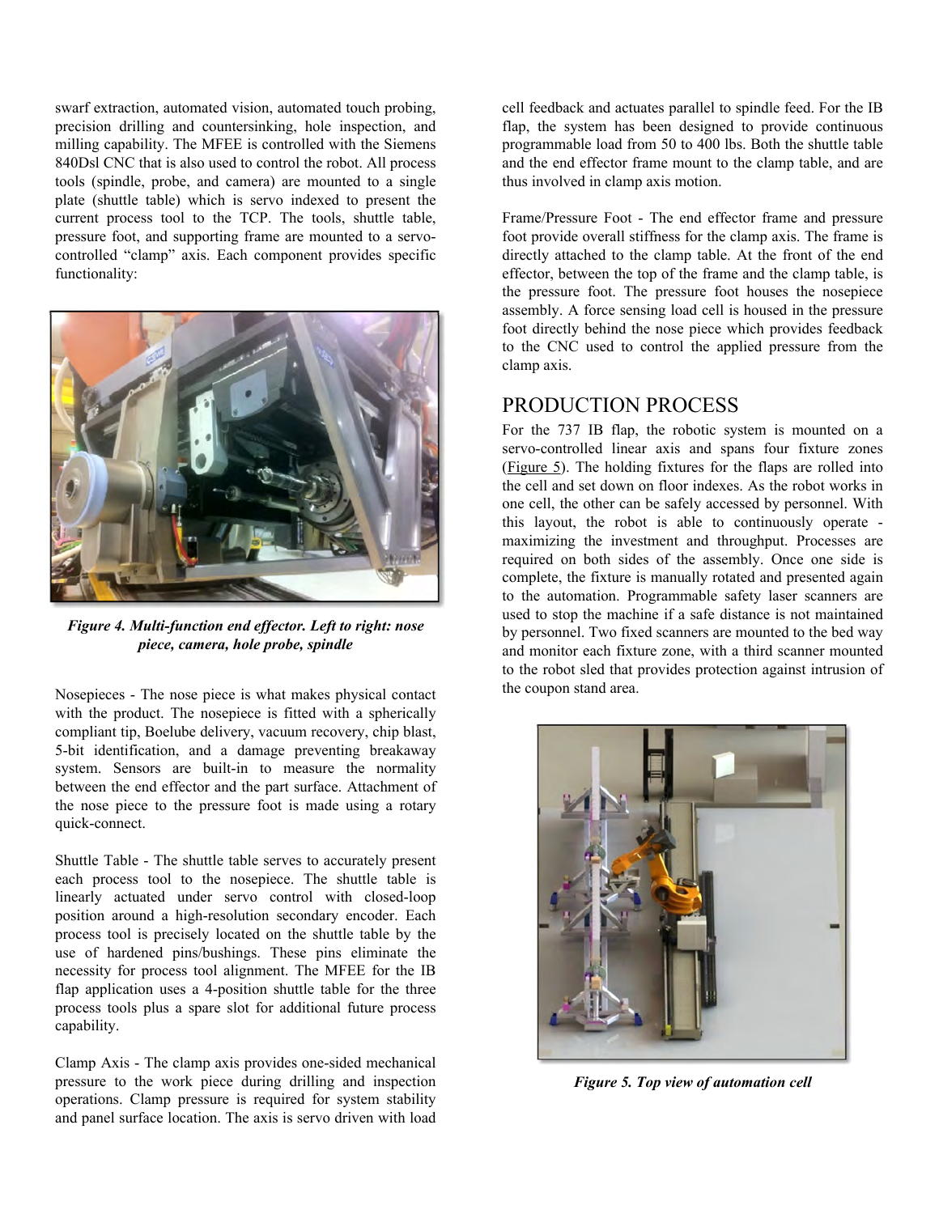swarf extraction, automated vision, automated touch probing, precision drilling and countersinking, hole inspection, and milling capability. The MFEE is controlled with the Siemens 840Dsl CNC that is also used to control the robot. All process tools (spindle, probe, and camera) are mounted to a single plate (shuttle table) which is servo indexed to present the current process tool to the TCP. The tools, shuttle table, pressure foot, and supporting frame are mounted to a servo-controlled "clamp" axis. Each component provides specific functionality:

*Figure 4. Multi-function end effector. Left to right: nose piece, camera, hole probe, spindle*

Nosepieces - The nose piece is what makes physical contact with the product. The nosepiece is fitted with a spherically compliant tip, Boelube delivery, vacuum recovery, chip blast, 5-bit identification, and a damage preventing breakaway system. Sensors are built-in to measure the normality between the end effector and the part surface. Attachment of the nose piece to the pressure foot is made using a rotary quick-connect.

Shuttle Table - The shuttle table serves to accurately present each process tool to the nosepiece. The shuttle table is linearly actuated under servo control with closed-loop position around a high-resolution secondary encoder. Each process tool is precisely located on the shuttle table by the use of hardened pins/bushings. These pins eliminate the necessity for process tool alignment. The MFEE for the IB flap application uses a 4-position shuttle table for the three process tools plus a spare slot for additional future process capability.

Clamp Axis - The clamp axis provides one-sided mechanical pressure to the work piece during drilling and inspection operations. Clamp pressure is required for system stability and panel surface location. The axis is servo driven with load cell feedback and actuates parallel to spindle feed. For the IB flap, the system has been designed to provide continuous programmable load from 50 to 400 lbs. Both the shuttle table and the end effector frame mount to the clamp table, and are thus involved in clamp axis motion.

Frame/Pressure Foot - The end effector frame and pressure foot provide overall stiffness for the clamp axis. The frame is directly attached to the clamp table. At the front of the end effector, between the top of the frame and the clamp table, is the pressure foot. The pressure foot houses the nosepiece assembly. A force sensing load cell is housed in the pressure foot directly behind the nose piece which provides feedback to the CNC used to control the applied pressure from the clamp axis.

## PRODUCTION PROCESS

For the 737 IB flap, the robotic system is mounted on a servo-controlled linear axis and spans four fixture zones (Figure 5). The holding fixtures for the flaps are rolled into the cell and set down on floor indexes. As the robot works in one cell, the other can be safely accessed by personnel. With this layout, the robot is able to continuously operate - maximizing the investment and throughput. Processes are required on both sides of the assembly. Once one side is complete, the fixture is manually rotated and presented again to the automation. Programmable safety laser scanners are used to stop the machine if a safe distance is not maintained by personnel. Two fixed scanners are mounted to the bed way and monitor each fixture zone, with a third scanner mounted to the robot sled that provides protection against intrusion of the coupon stand area.

*Figure 5. Top view of automation cell*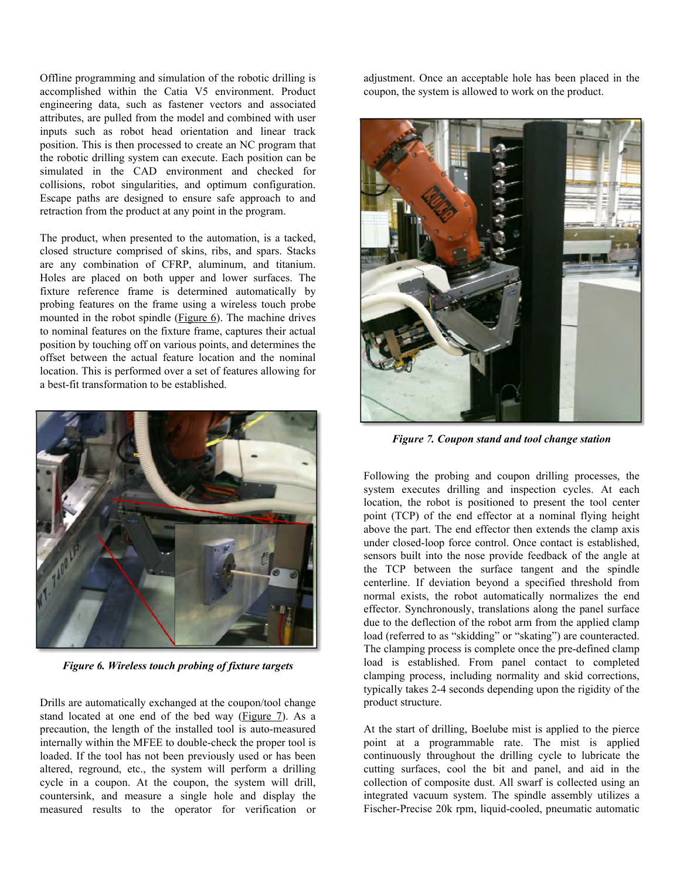Offline programming and simulation of the robotic drilling is accomplished within the Catia V5 environment. Product engineering data, such as fastener vectors and associated attributes, are pulled from the model and combined with user inputs such as robot head orientation and linear track position. This is then processed to create an NC program that the robotic drilling system can execute. Each position can be simulated in the CAD environment and checked for collisions, robot singularities, and optimum configuration. Escape paths are designed to ensure safe approach to and retraction from the product at any point in the program.

The product, when presented to the automation, is a tacked, closed structure comprised of skins, ribs, and spars. Stacks are any combination of CFRP, aluminum, and titanium. Holes are placed on both upper and lower surfaces. The fixture reference frame is determined automatically by probing features on the frame using a wireless touch probe mounted in the robot spindle (Figure 6). The machine drives to nominal features on the fixture frame, captures their actual position by touching off on various points, and determines the offset between the actual feature location and the nominal location. This is performed over a set of features allowing for a best-fit transformation to be established.

*Figure 6. Wireless touch probing of fixture targets*

Drills are automatically exchanged at the coupon/tool change stand located at one end of the bed way (Figure 7). As a precaution, the length of the installed tool is auto-measured internally within the MFEE to double-check the proper tool is loaded. If the tool has not been previously used or has been altered, reground, etc., the system will perform a drilling cycle in a coupon. At the coupon, the system will drill, countersink, and measure a single hole and display the measured results to the operator for verification or adjustment. Once an acceptable hole has been placed in the coupon, the system is allowed to work on the product.

*Figure 7. Coupon stand and tool change station*

Following the probing and coupon drilling processes, the system executes drilling and inspection cycles. At each location, the robot is positioned to present the tool center point (TCP) of the end effector at a nominal flying height above the part. The end effector then extends the clamp axis under closed-loop force control. Once contact is established, sensors built into the nose provide feedback of the angle at the TCP between the surface tangent and the spindle centerline. If deviation beyond a specified threshold from normal exists, the robot automatically normalizes the end effector. Synchronously, translations along the panel surface due to the deflection of the robot arm from the applied clamp load (referred to as "skidding" or "skating") are counteracted. The clamping process is complete once the pre-defined clamp load is established. From panel contact to completed clamping process, including normality and skid corrections, typically takes 2-4 seconds depending upon the rigidity of the product structure.

At the start of drilling, Boelube mist is applied to the pierce point at a programmable rate. The mist is applied continuously throughout the drilling cycle to lubricate the cutting surfaces, cool the bit and panel, and aid in the collection of composite dust. All swarf is collected using an integrated vacuum system. The spindle assembly utilizes a Fischer-Precise 20k rpm, liquid-cooled, pneumatic automatic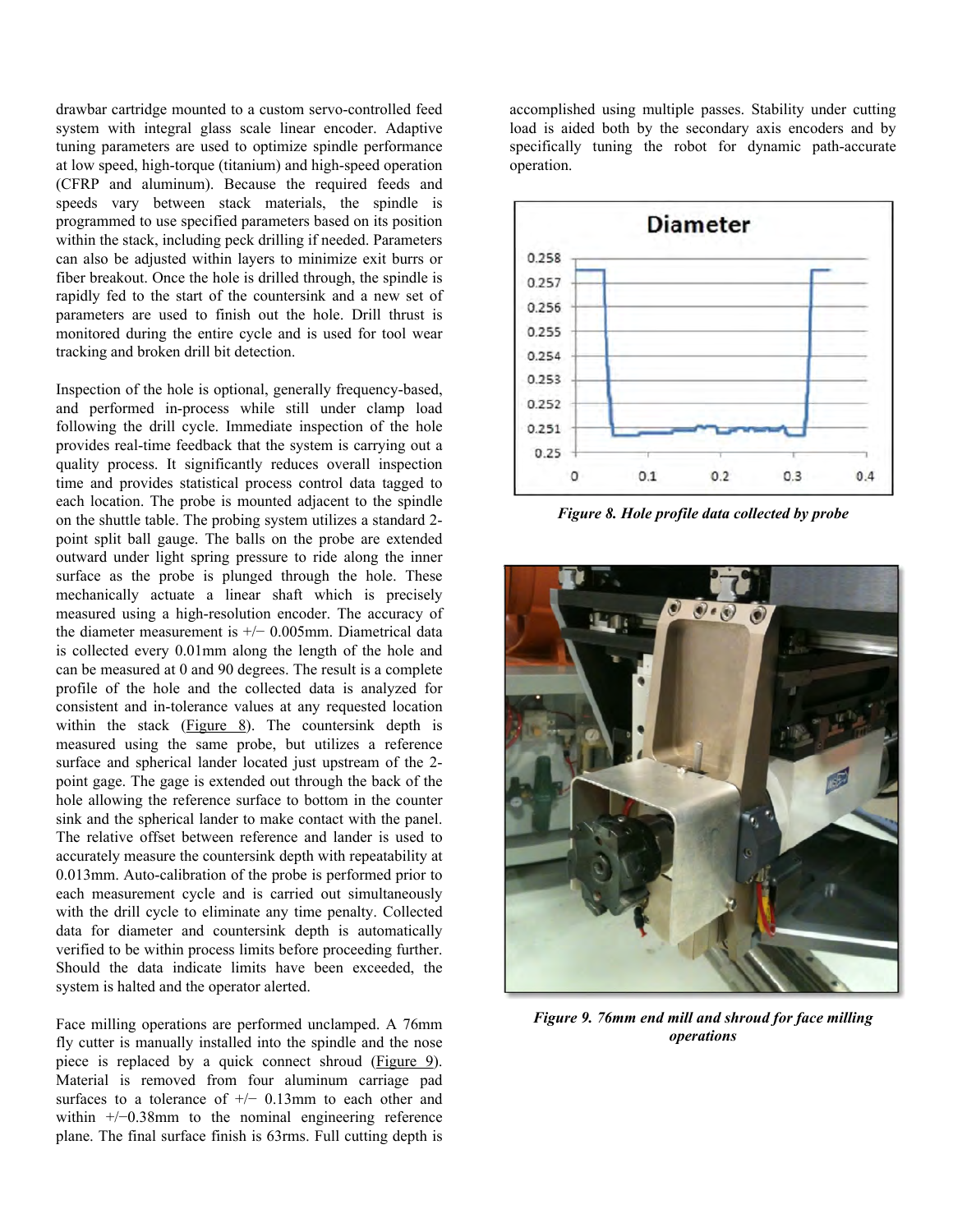drawbar cartridge mounted to a custom servo-controlled feed system with integral glass scale linear encoder. Adaptive tuning parameters are used to optimize spindle performance at low speed, high-torque (titanium) and high-speed operation (CFRP and aluminum). Because the required feeds and speeds vary between stack materials, the spindle is programmed to use specified parameters based on its position within the stack, including peck drilling if needed. Parameters can also be adjusted within layers to minimize exit burrs or fiber breakout. Once the hole is drilled through, the spindle is rapidly fed to the start of the countersink and a new set of parameters are used to finish out the hole. Drill thrust is monitored during the entire cycle and is used for tool wear tracking and broken drill bit detection.

Inspection of the hole is optional, generally frequency-based, and performed in-process while still under clamp load following the drill cycle. Immediate inspection of the hole provides real-time feedback that the system is carrying out a quality process. It significantly reduces overall inspection time and provides statistical process control data tagged to each location. The probe is mounted adjacent to the spindle on the shuttle table. The probing system utilizes a standard 2-point split ball gauge. The balls on the probe are extended outward under light spring pressure to ride along the inner surface as the probe is plunged through the hole. These mechanically actuate a linear shaft which is precisely measured using a high-resolution encoder. The accuracy of the diameter measurement is +/− 0.005mm. Diametrical data is collected every 0.01mm along the length of the hole and can be measured at 0 and 90 degrees. The result is a complete profile of the hole and the collected data is analyzed for consistent and in-tolerance values at any requested location within the stack (Figure 8). The countersink depth is measured using the same probe, but utilizes a reference surface and spherical lander located just upstream of the 2-point gage. The gage is extended out through the back of the hole allowing the reference surface to bottom in the counter sink and the spherical lander to make contact with the panel. The relative offset between reference and lander is used to accurately measure the countersink depth with repeatability at 0.013mm. Auto-calibration of the probe is performed prior to each measurement cycle and is carried out simultaneously with the drill cycle to eliminate any time penalty. Collected data for diameter and countersink depth is automatically verified to be within process limits before proceeding further. Should the data indicate limits have been exceeded, the system is halted and the operator alerted.

Face milling operations are performed unclamped. A 76mm fly cutter is manually installed into the spindle and the nose piece is replaced by a quick connect shroud (Figure 9). Material is removed from four aluminum carriage pad surfaces to a tolerance of +/− 0.13mm to each other and within +/−0.38mm to the nominal engineering reference plane. The final surface finish is 63rms. Full cutting depth is accomplished using multiple passes. Stability under cutting load is aided both by the secondary axis encoders and by specifically tuning the robot for dynamic path-accurate operation.

Diameter

0.258
0.257
0.256
0.255
0.254
0.253
0.252
0.251
0.25

0 0.1 0.2 0.3 0.4

*Figure 8. Hole profile data collected by probe*

*Figure 9. 76mm end mill and shroud for face milling operations*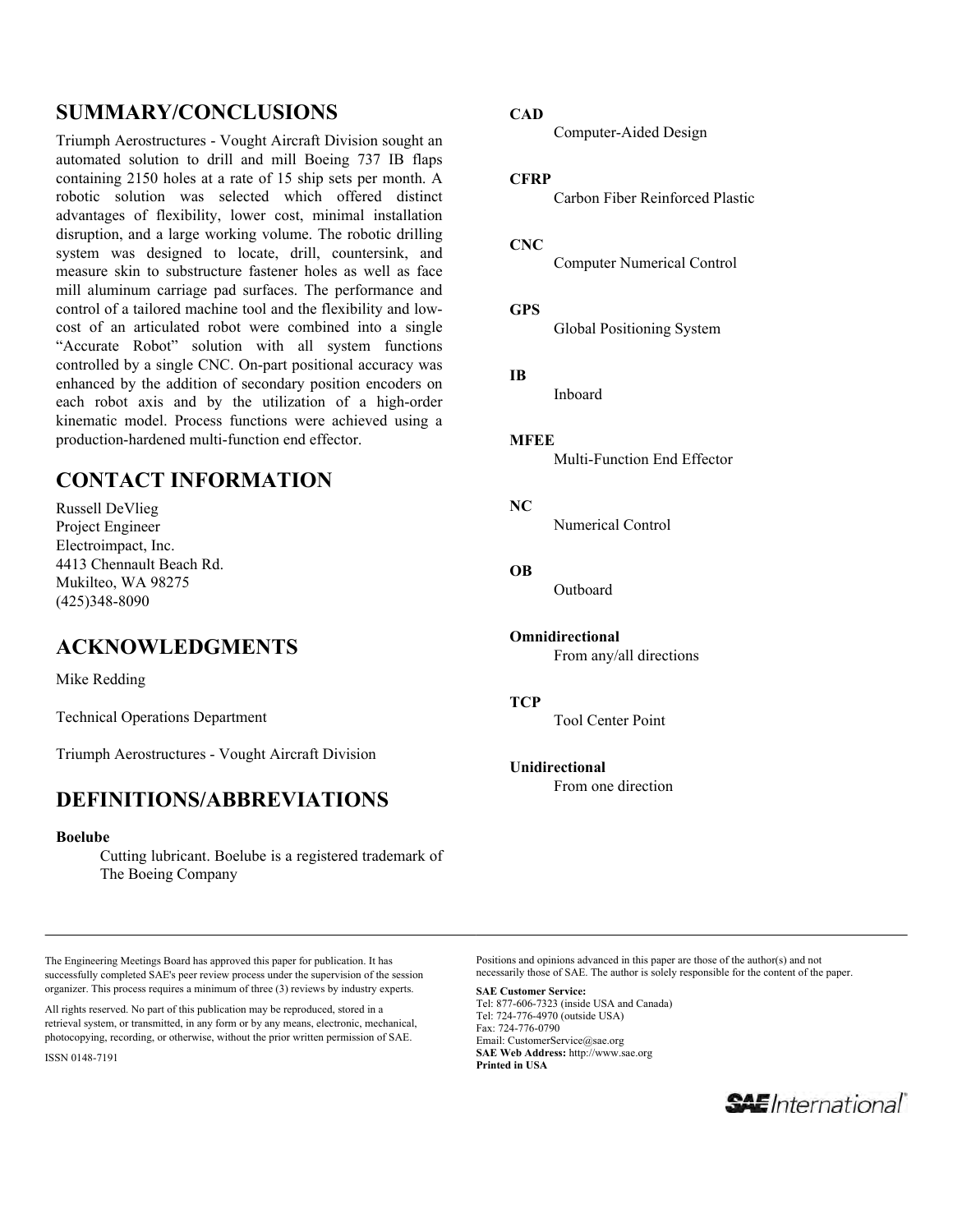## SUMMARY/CONCLUSIONS

Triumph Aerostructures - Vought Aircraft Division sought an automated solution to drill and mill Boeing 737 IB flaps containing 2150 holes at a rate of 15 ship sets per month. A robotic solution was selected which offered distinct advantages of flexibility, lower cost, minimal installation disruption, and a large working volume. The robotic drilling system was designed to locate, drill, countersink, and measure skin to substructure fastener holes as well as face mill aluminum carriage pad surfaces. The performance and control of a tailored machine tool and the flexibility and low-cost of an articulated robot were combined into a single "Accurate Robot" solution with all system functions controlled by a single CNC. On-part positional accuracy was enhanced by the addition of secondary position encoders on each robot axis and by the utilization of a high-order kinematic model. Process functions were achieved using a production-hardened multi-function end effector.

## CONTACT INFORMATION

Russell DeVlieg
Project Engineer
Electroimpact, Inc.
4413 Chennault Beach Rd.
Mukilteo, WA 98275
(425)348-8090

## ACKNOWLEDGMENTS

Mike Redding

Technical Operations Department

Triumph Aerostructures - Vought Aircraft Division

## DEFINITIONS/ABBREVIATIONS

**Boelube**
Cutting lubricant. Boelube is a registered trademark of The Boeing Company

**CAD**
Computer-Aided Design

**CFRP**
Carbon Fiber Reinforced Plastic

**CNC**
Computer Numerical Control

**GPS**
Global Positioning System

**IB**
Inboard

**MFEE**
Multi-Function End Effector

**NC**
Numerical Control

**OB**
Outboard

**Omnidirectional**
From any/all directions

**TCP**
Tool Center Point

**Unidirectional**
From one direction

The Engineering Meetings Board has approved this paper for publication. It has successfully completed SAE's peer review process under the supervision of the session organizer. This process requires a minimum of three (3) reviews by industry experts.

All rights reserved. No part of this publication may be reproduced, stored in a retrieval system, or transmitted, in any form or by any means, electronic, mechanical, photocopying, recording, or otherwise, without the prior written permission of SAE.

ISSN 0148-7191

Positions and opinions advanced in this paper are those of the author(s) and not necessarily those of SAE. The author is solely responsible for the content of the paper.

**SAE Customer Service:**
Tel: 877-606-7323 (inside USA and Canada)
Tel: 724-776-4970 (outside USA)
Fax: 724-776-0790
Email: CustomerService@sae.org
**SAE Web Address:** http://www.sae.org
**Printed in USA**

SAE International